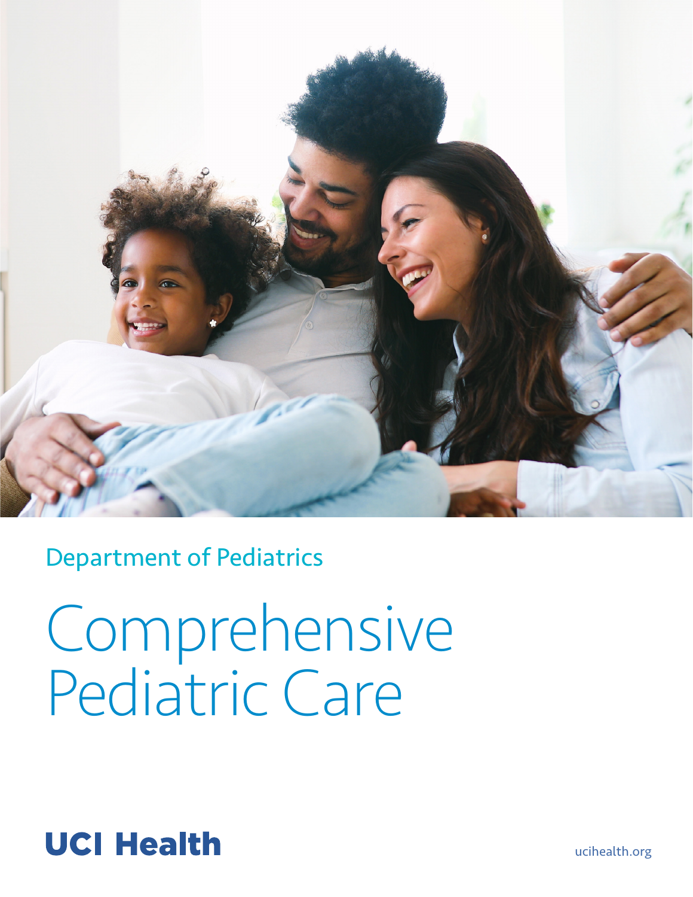Department of Pediatrics

# Comprehensive Pediatric Care

UCI Health

ucihealth.org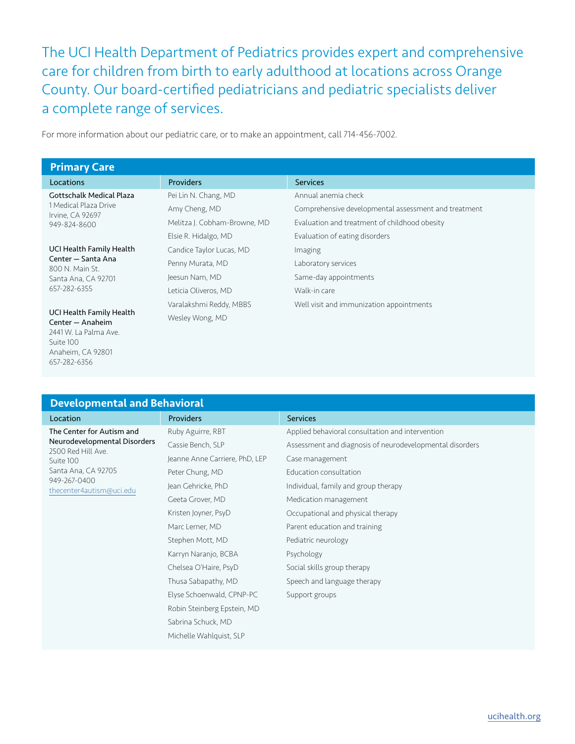The UCI Health Department of Pediatrics provides expert and comprehensive care for children from birth to early adulthood at locations across Orange County. Our board-certified pediatricians and pediatric specialists deliver a complete range of services.

For more information about our pediatric care, or to make an appointment, call 714-456-7002.

## Primary Care

| Locations | Providers | Services |
|---|---|---|
| **Gottschalk Medical Plaza**<br>1 Medical Plaza Drive<br>Irvine, CA 92697<br>949-824-8600 | Pei Lin N. Chang, MD | Annual anemia check |
| | Amy Cheng, MD | Comprehensive developmental assessment and treatment |
| | Melitza J. Cobham-Browne, MD | Evaluation and treatment of childhood obesity |
| | Elsie R. Hidalgo, MD | Evaluation of eating disorders |
| **UCI Health Family Health Center — Santa Ana**<br>800 N. Main St.<br>Santa Ana, CA 92701<br>657-282-6355 | Candice Taylor Lucas, MD | Imaging |
| | Penny Murata, MD | Laboratory services |
| | Jeesun Nam, MD | Same-day appointments |
| | Leticia Oliveros, MD | Walk-in care |
| **UCI Health Family Health Center — Anaheim**<br>2441 W. La Palma Ave.<br>Suite 100<br>Anaheim, CA 92801<br>657-282-6356 | Varalakshmi Reddy, MBBS | Well visit and immunization appointments |
| | Wesley Wong, MD | |

## Developmental and Behavioral

| Location | Providers | Services |
|---|---|---|
| **The Center for Autism and Neurodevelopmental Disorders**<br>2500 Red Hill Ave.<br>Suite 100<br>Santa Ana, CA 92705<br>949-267-0400<br>thecenter4autism@uci.edu | Ruby Aguirre, RBT | Applied behavioral consultation and intervention |
| | Cassie Bench, SLP | Assessment and diagnosis of neurodevelopmental disorders |
| | Jeanne Anne Carriere, PhD, LEP | Case management |
| | Peter Chung, MD | Education consultation |
| | Jean Gehricke, PhD | Individual, family and group therapy |
| | Geeta Grover, MD | Medication management |
| | Kristen Joyner, PsyD | Occupational and physical therapy |
| | Marc Lerner, MD | Parent education and training |
| | Stephen Mott, MD | Pediatric neurology |
| | Karryn Naranjo, BCBA | Psychology |
| | Chelsea O'Haire, PsyD | Social skills group therapy |
| | Thusa Sabapathy, MD | Speech and language therapy |
| | Elyse Schoenwald, CPNP-PC | Support groups |
| | Robin Steinberg Epstein, MD | |
| | Sabrina Schuck, MD | |
| | Michelle Wahlquist, SLP | |

uclhealth.org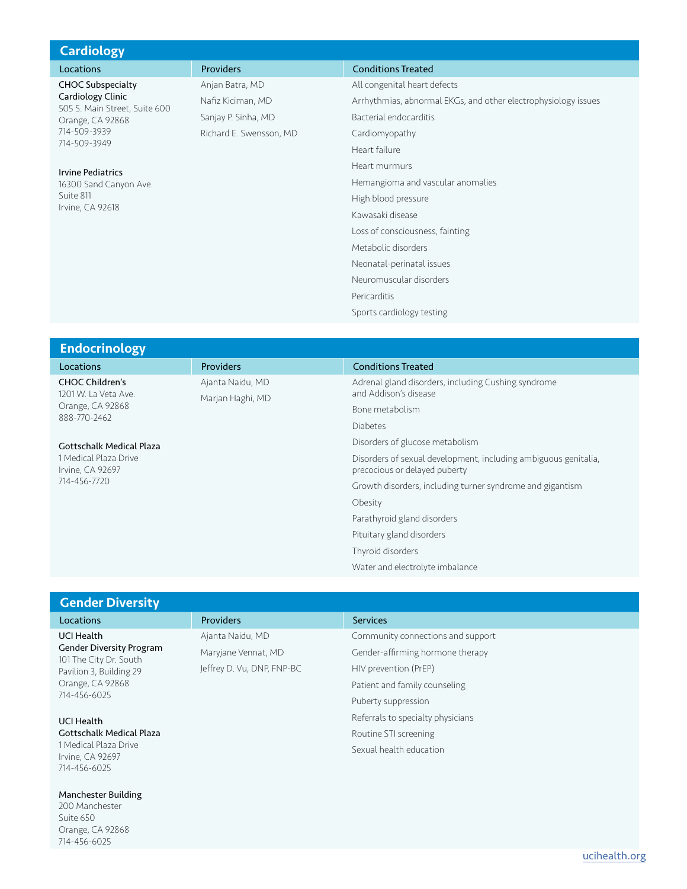## Cardiology

| Locations | Providers | Conditions Treated |
|---|---|---|
| **CHOC Subspecialty Cardiology Clinic**<br>505 S. Main Street, Suite 600<br>Orange, CA 92868<br>714-509-3939<br>714-509-3949<br><br>**Irvine Pediatrics**<br>16300 Sand Canyon Ave.<br>Suite 811<br>Irvine, CA 92618 | Anjan Batra, MD<br>Nafiz Kiciman, MD<br>Sanjay P. Sinha, MD<br>Richard E. Swensson, MD | All congenital heart defects<br>Arrhythmias, abnormal EKGs, and other electrophysiology issues<br>Bacterial endocarditis<br>Cardiomyopathy<br>Heart failure<br>Heart murmurs<br>Hemangioma and vascular anomalies<br>High blood pressure<br>Kawasaki disease<br>Loss of consciousness, fainting<br>Metabolic disorders<br>Neonatal-perinatal issues<br>Neuromuscular disorders<br>Pericarditis<br>Sports cardiology testing |

## Endocrinology

| Locations | Providers | Conditions Treated |
|---|---|---|
| **CHOC Children's**<br>1201 W. La Veta Ave.<br>Orange, CA 92868<br>888-770-2462<br><br>**Gottschalk Medical Plaza**<br>1 Medical Plaza Drive<br>Irvine, CA 92697<br>714-456-7720 | Ajanta Naidu, MD<br>Marjan Haghi, MD | Adrenal gland disorders, including Cushing syndrome and Addison's disease<br>Bone metabolism<br>Diabetes<br>Disorders of glucose metabolism<br>Disorders of sexual development, including ambiguous genitalia, precocious or delayed puberty<br>Growth disorders, including turner syndrome and gigantism<br>Obesity<br>Parathyroid gland disorders<br>Pituitary gland disorders<br>Thyroid disorders<br>Water and electrolyte imbalance |

## Gender Diversity

| Locations | Providers | Services |
|---|---|---|
| **UCI Health Gender Diversity Program**<br>101 The City Dr. South<br>Pavilion 3, Building 29<br>Orange, CA 92868<br>714-456-6025<br><br>**UCI Health Gottschalk Medical Plaza**<br>1 Medical Plaza Drive<br>Irvine, CA 92697<br>714-456-6025<br><br>**Manchester Building**<br>200 Manchester<br>Suite 650<br>Orange, CA 92868<br>714-456-6025 | Ajanta Naidu, MD<br>Maryjane Vennat, MD<br>Jeffrey D. Vu, DNP, FNP-BC | Community connections and support<br>Gender-affirming hormone therapy<br>HIV prevention (PrEP)<br>Patient and family counseling<br>Puberty suppression<br>Referrals to specialty physicians<br>Routine STI screening<br>Sexual health education |

ucihealth.org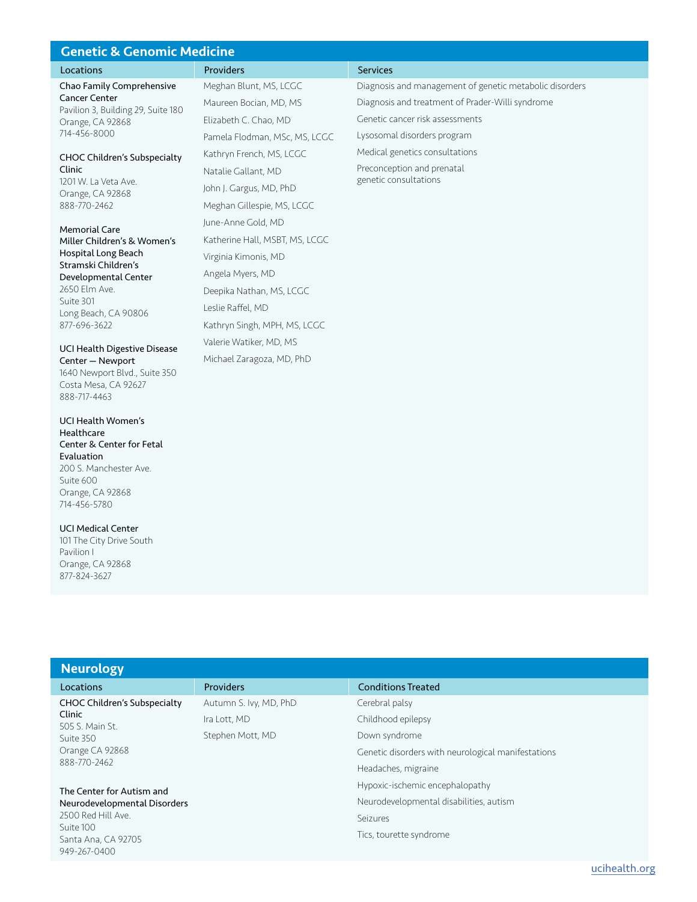## Genetic & Genomic Medicine

| Locations | Providers | Services |
|---|---|---|
| **Chao Family Comprehensive Cancer Center**<br>Pavilion 3, Building 29, Suite 180<br>Orange, CA 92868<br>714-456-8000 | Meghan Blunt, MS, LCGC | Diagnosis and management of genetic metabolic disorders |
| | Maureen Bocian, MD, MS | Diagnosis and treatment of Prader-Willi syndrome |
| | Elizabeth C. Chao, MD | Genetic cancer risk assessments |
| | Pamela Flodman, MSc, MS, LCGC | Lysosomal disorders program |
| **CHOC Children's Subspecialty Clinic**<br>1201 W. La Veta Ave.<br>Orange, CA 92868<br>888-770-2462 | Kathryn French, MS, LCGC | Medical genetics consultations |
| | Natalie Gallant, MD | Preconception and prenatal genetic consultations |
| | John J. Gargus, MD, PhD | |
| | Meghan Gillespie, MS, LCGC | |
| **Memorial Care Miller Children's & Women's Hospital Long Beach Stramski Children's Developmental Center**<br>2650 Elm Ave.<br>Suite 301<br>Long Beach, CA 90806<br>877-696-3622 | June-Anne Gold, MD | |
| | Katherine Hall, MSBT, MS, LCGC | |
| | Virginia Kimonis, MD | |
| | Angela Myers, MD | |
| | Deepika Nathan, MS, LCGC | |
| | Leslie Raffel, MD | |
| | Kathryn Singh, MPH, MS, LCGC | |
| **UCI Health Digestive Disease Center — Newport**<br>1640 Newport Blvd., Suite 350<br>Costa Mesa, CA 92627<br>888-717-4463 | Valerie Watiker, MD, MS | |
| | Michael Zaragoza, MD, PhD | |
| **UCI Health Women's Healthcare Center & Center for Fetal Evaluation**<br>200 S. Manchester Ave.<br>Suite 600<br>Orange, CA 92868<br>714-456-5780 | | |
| **UCI Medical Center**<br>101 The City Drive South<br>Pavilion I<br>Orange, CA 92868<br>877-824-3627 | | |

## Neurology

| Locations | Providers | Conditions Treated |
|---|---|---|
| **CHOC Children's Subspecialty Clinic**<br>505 S. Main St.<br>Suite 350<br>Orange CA 92868<br>888-770-2462 | Autumn S. Ivy, MD, PhD | Cerebral palsy |
| | Ira Lott, MD | Childhood epilepsy |
| | Stephen Mott, MD | Down syndrome |
| | | Genetic disorders with neurological manifestations |
| | | Headaches, migraine |
| **The Center for Autism and Neurodevelopmental Disorders**<br>2500 Red Hill Ave.<br>Suite 100<br>Santa Ana, CA 92705<br>949-267-0400 | | Hypoxic-ischemic encephalopathy |
| | | Neurodevelopmental disabilities, autism |
| | | Seizures |
| | | Tics, tourette syndrome |

ucihealth.org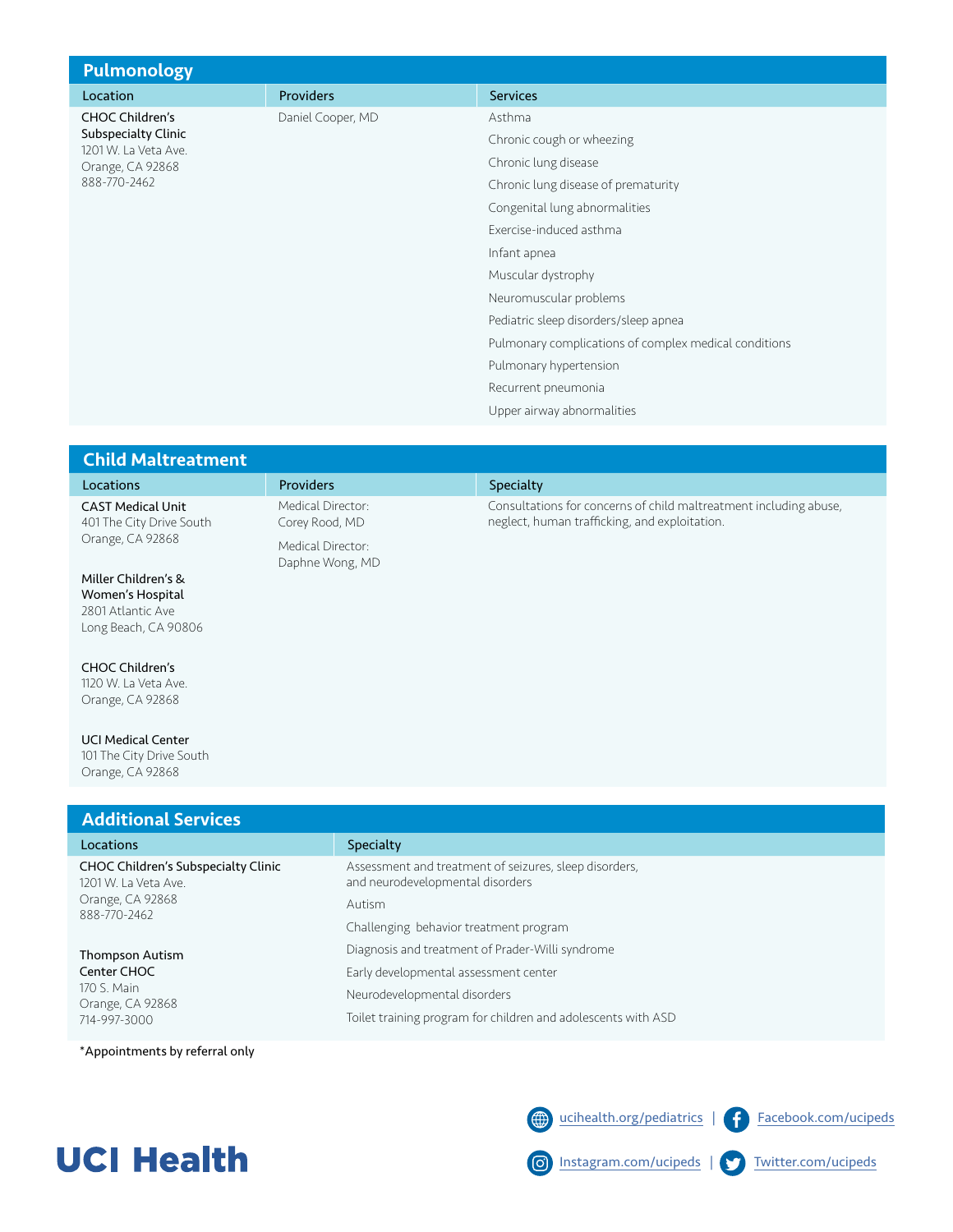## Pulmonology

| Location | Providers | Services |
|---|---|---|
| **CHOC Children's Subspecialty Clinic**<br>1201 W. La Veta Ave.<br>Orange, CA 92868<br>888-770-2462 | Daniel Cooper, MD | Asthma<br>Chronic cough or wheezing<br>Chronic lung disease<br>Chronic lung disease of prematurity<br>Congenital lung abnormalities<br>Exercise-induced asthma<br>Infant apnea<br>Muscular dystrophy<br>Neuromuscular problems<br>Pediatric sleep disorders/sleep apnea<br>Pulmonary complications of complex medical conditions<br>Pulmonary hypertension<br>Recurrent pneumonia<br>Upper airway abnormalities |

## Child Maltreatment

| Locations | Providers | Specialty |
|---|---|---|
| **CAST Medical Unit**<br>401 The City Drive South<br>Orange, CA 92868<br><br>**Miller Children's & Women's Hospital**<br>2801 Atlantic Ave<br>Long Beach, CA 90806<br><br>**CHOC Children's**<br>1120 W. La Veta Ave.<br>Orange, CA 92868<br><br>**UCI Medical Center**<br>101 The City Drive South<br>Orange, CA 92868 | Medical Director:<br>Corey Rood, MD<br><br>Medical Director:<br>Daphne Wong, MD | Consultations for concerns of child maltreatment including abuse, neglect, human trafficking, and exploitation. |

## Additional Services

| Locations | Specialty |
|---|---|
| **CHOC Children's Subspecialty Clinic**<br>1201 W. La Veta Ave.<br>Orange, CA 92868<br>888-770-2462<br><br>**Thompson Autism Center CHOC**<br>170 S. Main<br>Orange, CA 92868<br>714-997-3000 | Assessment and treatment of seizures, sleep disorders, and neurodevelopmental disorders<br>Autism<br>Challenging behavior treatment program<br>Diagnosis and treatment of Prader-Willi syndrome<br>Early developmental assessment center<br>Neurodevelopmental disorders<br>Toilet training program for children and adolescents with ASD |

*Appointments by referral only

ucihealth.org/pediatrics | Facebook.com/ucipeds

Instagram.com/ucipeds | Twitter.com/ucipeds

**UCI Health**